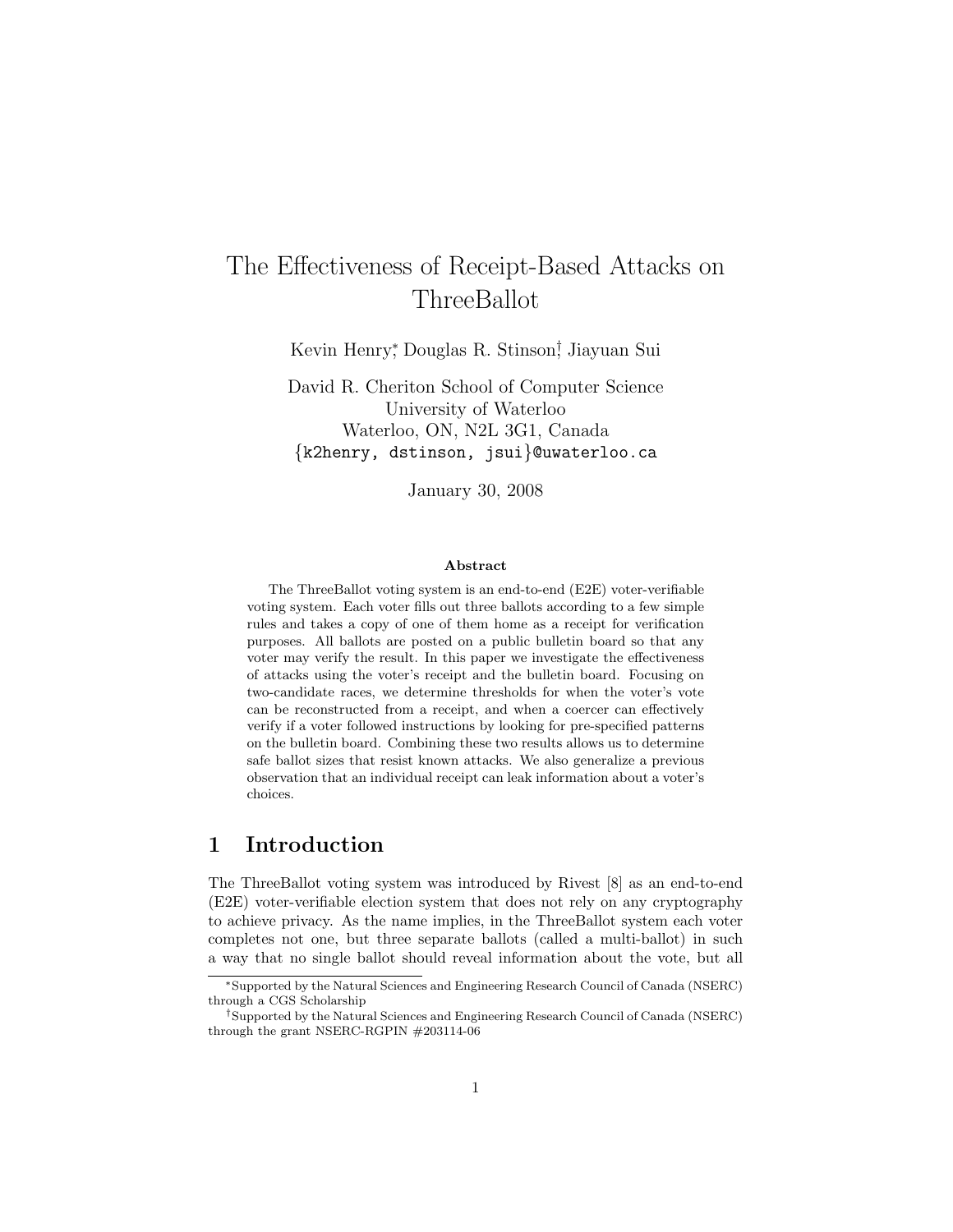# The Effectiveness of Receipt-Based Attacks on ThreeBallot

Kevin Henry[*], Douglas R. Stinson[†], Jiayuan Sui

David R. Cheriton School of Computer Science
University of Waterloo
Waterloo, ON, N2L 3G1, Canada
{k2henry, dstinson, jsui}@uwaterloo.ca

January 30, 2008

### Abstract

The ThreeBallot voting system is an end-to-end (E2E) voter-verifiable voting system. Each voter fills out three ballots according to a few simple rules and takes a copy of one of them home as a receipt for verification purposes. All ballots are posted on a public bulletin board so that any voter may verify the result. In this paper we investigate the effectiveness of attacks using the voter's receipt and the bulletin board. Focusing on two-candidate races, we determine thresholds for when the voter's vote can be reconstructed from a receipt, and when a coercer can effectively verify if a voter followed instructions by looking for pre-specified patterns on the bulletin board. Combining these two results allows us to determine safe ballot sizes that resist known attacks. We also generalize a previous observation that an individual receipt can leak information about a voter's choices.

## 1 Introduction

The ThreeBallot voting system was introduced by Rivest [8] as an end-to-end (E2E) voter-verifiable election system that does not rely on any cryptography to achieve privacy. As the name implies, in the ThreeBallot system each voter completes not one, but three separate ballots (called a multi-ballot) in such a way that no single ballot should reveal information about the vote, but all

[*] Supported by the Natural Sciences and Engineering Research Council of Canada (NSERC) through a CGS Scholarship

[†] Supported by the Natural Sciences and Engineering Research Council of Canada (NSERC) through the grant NSERC-RGPIN #203114-06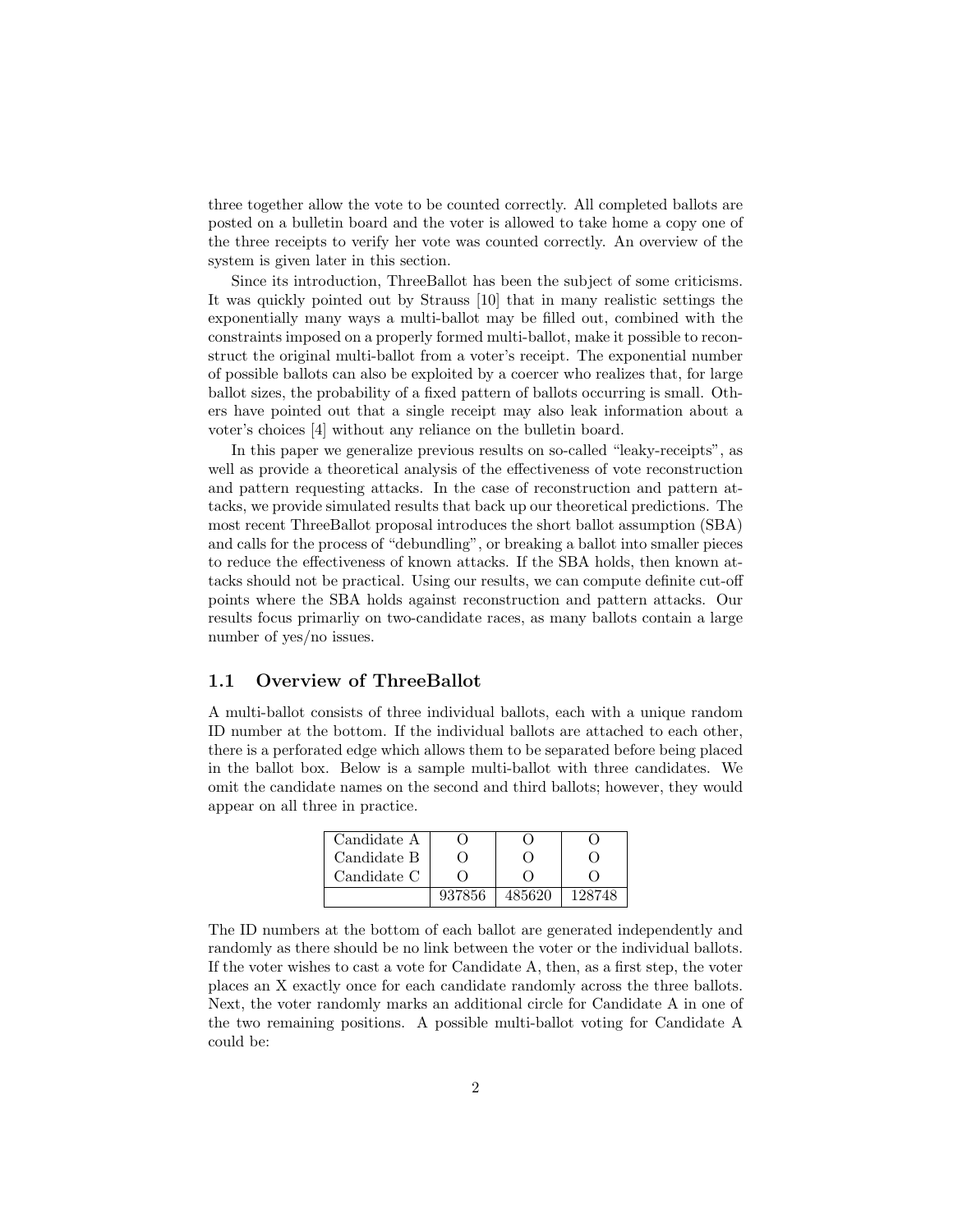three together allow the vote to be counted correctly. All completed ballots are posted on a bulletin board and the voter is allowed to take home a copy one of the three receipts to verify her vote was counted correctly. An overview of the system is given later in this section.

Since its introduction, ThreeBallot has been the subject of some criticisms. It was quickly pointed out by Strauss [10] that in many realistic settings the exponentially many ways a multi-ballot may be filled out, combined with the constraints imposed on a properly formed multi-ballot, make it possible to reconstruct the original multi-ballot from a voter's receipt. The exponential number of possible ballots can also be exploited by a coercer who realizes that, for large ballot sizes, the probability of a fixed pattern of ballots occurring is small. Others have pointed out that a single receipt may also leak information about a voter's choices [4] without any reliance on the bulletin board.

In this paper we generalize previous results on so-called "leaky-receipts", as well as provide a theoretical analysis of the effectiveness of vote reconstruction and pattern requesting attacks. In the case of reconstruction and pattern attacks, we provide simulated results that back up our theoretical predictions. The most recent ThreeBallot proposal introduces the short ballot assumption (SBA) and calls for the process of "debundling", or breaking a ballot into smaller pieces to reduce the effectiveness of known attacks. If the SBA holds, then known attacks should not be practical. Using our results, we can compute definite cut-off points where the SBA holds against reconstruction and pattern attacks. Our results focus primarliy on two-candidate races, as many ballots contain a large number of yes/no issues.

## 1.1 Overview of ThreeBallot

A multi-ballot consists of three individual ballots, each with a unique random ID number at the bottom. If the individual ballots are attached to each other, there is a perforated edge which allows them to be separated before being placed in the ballot box. Below is a sample multi-ballot with three candidates. We omit the candidate names on the second and third ballots; however, they would appear on all three in practice.

| | | | |
|---|---|---|---|
| Candidate A | O | O | O |
| Candidate B | O | O | O |
| Candidate C | O | O | O |
| | 937856 | 485620 | 128748 |

The ID numbers at the bottom of each ballot are generated independently and randomly as there should be no link between the voter or the individual ballots. If the voter wishes to cast a vote for Candidate A, then, as a first step, the voter places an X exactly once for each candidate randomly across the three ballots. Next, the voter randomly marks an additional circle for Candidate A in one of the two remaining positions. A possible multi-ballot voting for Candidate A could be: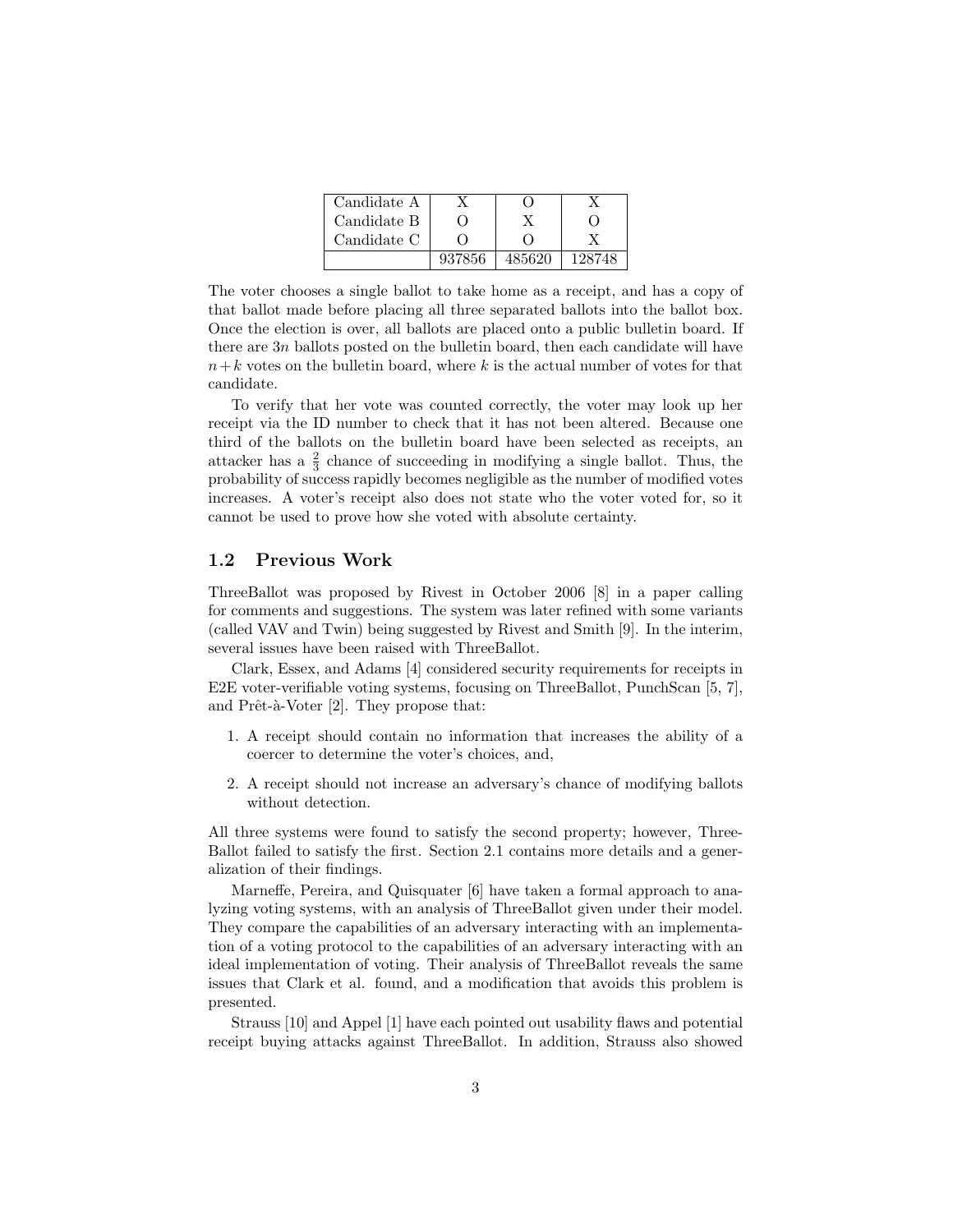| Candidate A | X | O | X |
|---|---|---|---|
| Candidate B | O | X | O |
| Candidate C | O | O | X |
| | 937856 | 485620 | 128748 |

The voter chooses a single ballot to take home as a receipt, and has a copy of that ballot made before placing all three separated ballots into the ballot box. Once the election is over, all ballots are placed onto a public bulletin board. If there are $3n$ ballots posted on the bulletin board, then each candidate will have $n+k$ votes on the bulletin board, where $k$ is the actual number of votes for that candidate.

To verify that her vote was counted correctly, the voter may look up her receipt via the ID number to check that it has not been altered. Because one third of the ballots on the bulletin board have been selected as receipts, an attacker has a $\frac{2}{3}$ chance of succeeding in modifying a single ballot. Thus, the probability of success rapidly becomes negligible as the number of modified votes increases. A voter's receipt also does not state who the voter voted for, so it cannot be used to prove how she voted with absolute certainty.

## 1.2 Previous Work

ThreeBallot was proposed by Rivest in October 2006 [8] in a paper calling for comments and suggestions. The system was later refined with some variants (called VAV and Twin) being suggested by Rivest and Smith [9]. In the interim, several issues have been raised with ThreeBallot.

Clark, Essex, and Adams [4] considered security requirements for receipts in E2E voter-verifiable voting systems, focusing on ThreeBallot, PunchScan [5, 7], and Prêt-à-Voter [2]. They propose that:

1. A receipt should contain no information that increases the ability of a coercer to determine the voter's choices, and,
2. A receipt should not increase an adversary's chance of modifying ballots without detection.

All three systems were found to satisfy the second property; however, ThreeBallot failed to satisfy the first. Section 2.1 contains more details and a generalization of their findings.

Marneffe, Pereira, and Quisquater [6] have taken a formal approach to analyzing voting systems, with an analysis of ThreeBallot given under their model. They compare the capabilities of an adversary interacting with an implementation of a voting protocol to the capabilities of an adversary interacting with an ideal implementation of voting. Their analysis of ThreeBallot reveals the same issues that Clark et al. found, and a modification that avoids this problem is presented.

Strauss [10] and Appel [1] have each pointed out usability flaws and potential receipt buying attacks against ThreeBallot. In addition, Strauss also showed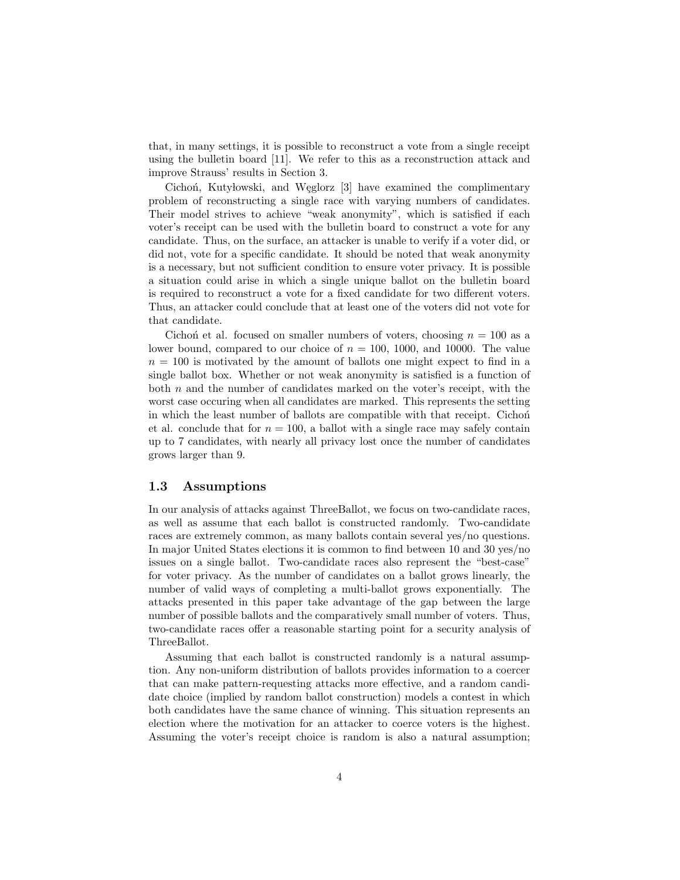that, in many settings, it is possible to reconstruct a vote from a single receipt using the bulletin board [11]. We refer to this as a reconstruction attack and improve Strauss' results in Section 3.

Cichoń, Kutyłowski, and Węglorz [3] have examined the complimentary problem of reconstructing a single race with varying numbers of candidates. Their model strives to achieve "weak anonymity", which is satisfied if each voter's receipt can be used with the bulletin board to construct a vote for any candidate. Thus, on the surface, an attacker is unable to verify if a voter did, or did not, vote for a specific candidate. It should be noted that weak anonymity is a necessary, but not sufficient condition to ensure voter privacy. It is possible a situation could arise in which a single unique ballot on the bulletin board is required to reconstruct a vote for a fixed candidate for two different voters. Thus, an attacker could conclude that at least one of the voters did not vote for that candidate.

Cichoń et al. focused on smaller numbers of voters, choosing $n = 100$ as a lower bound, compared to our choice of $n = 100$, 1000, and 10000. The value $n = 100$ is motivated by the amount of ballots one might expect to find in a single ballot box. Whether or not weak anonymity is satisfied is a function of both $n$ and the number of candidates marked on the voter's receipt, with the worst case occuring when all candidates are marked. This represents the setting in which the least number of ballots are compatible with that receipt. Cichoń et al. conclude that for $n = 100$, a ballot with a single race may safely contain up to 7 candidates, with nearly all privacy lost once the number of candidates grows larger than 9.

### 1.3 Assumptions

In our analysis of attacks against ThreeBallot, we focus on two-candidate races, as well as assume that each ballot is constructed randomly. Two-candidate races are extremely common, as many ballots contain several yes/no questions. In major United States elections it is common to find between 10 and 30 yes/no issues on a single ballot. Two-candidate races also represent the "best-case" for voter privacy. As the number of candidates on a ballot grows linearly, the number of valid ways of completing a multi-ballot grows exponentially. The attacks presented in this paper take advantage of the gap between the large number of possible ballots and the comparatively small number of voters. Thus, two-candidate races offer a reasonable starting point for a security analysis of ThreeBallot.

Assuming that each ballot is constructed randomly is a natural assumption. Any non-uniform distribution of ballots provides information to a coercer that can make pattern-requesting attacks more effective, and a random candidate choice (implied by random ballot construction) models a contest in which both candidates have the same chance of winning. This situation represents an election where the motivation for an attacker to coerce voters is the highest. Assuming the voter's receipt choice is random is also a natural assumption;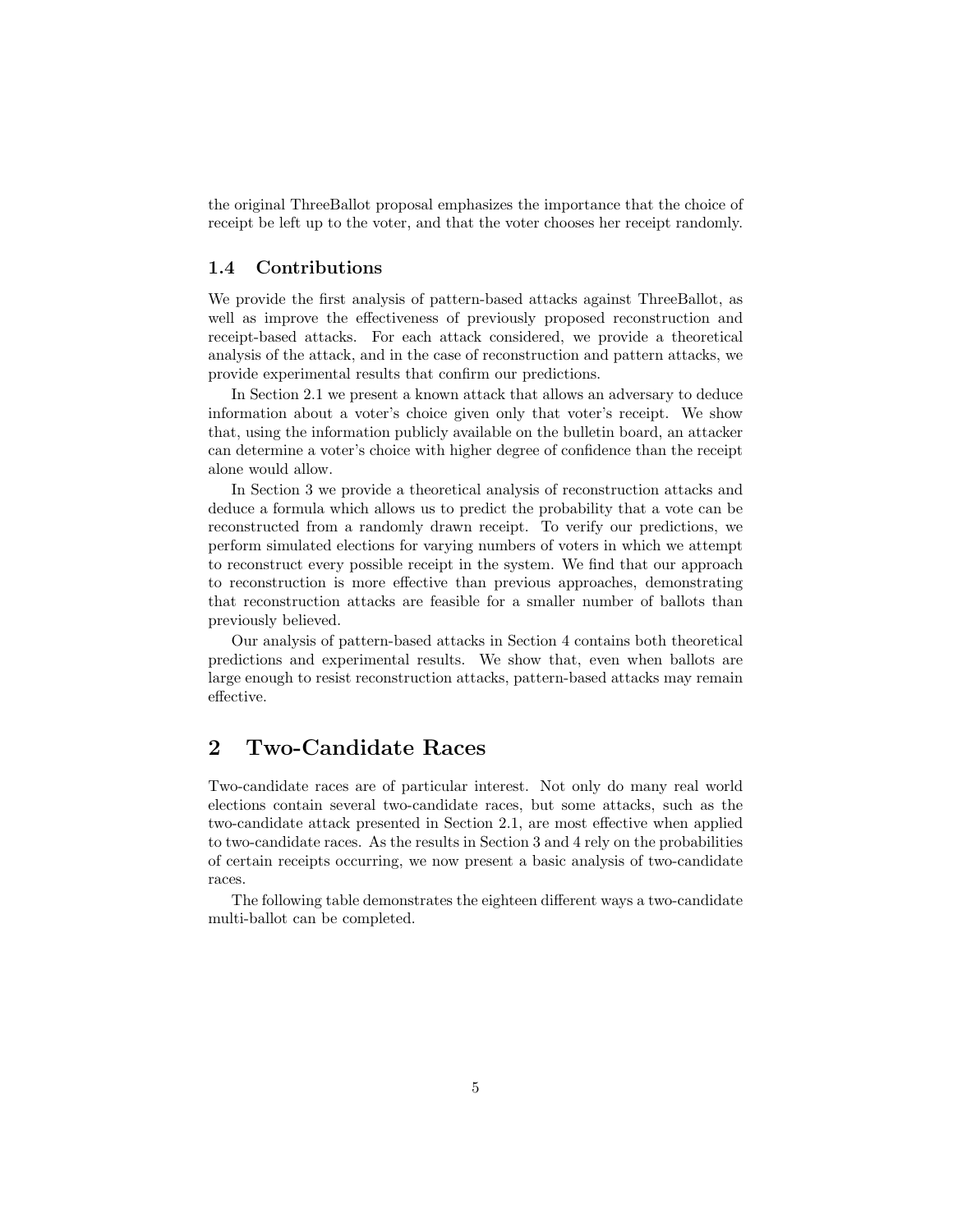the original ThreeBallot proposal emphasizes the importance that the choice of receipt be left up to the voter, and that the voter chooses her receipt randomly.

### 1.4 Contributions

We provide the first analysis of pattern-based attacks against ThreeBallot, as well as improve the effectiveness of previously proposed reconstruction and receipt-based attacks. For each attack considered, we provide a theoretical analysis of the attack, and in the case of reconstruction and pattern attacks, we provide experimental results that confirm our predictions.

In Section 2.1 we present a known attack that allows an adversary to deduce information about a voter's choice given only that voter's receipt. We show that, using the information publicly available on the bulletin board, an attacker can determine a voter's choice with higher degree of confidence than the receipt alone would allow.

In Section 3 we provide a theoretical analysis of reconstruction attacks and deduce a formula which allows us to predict the probability that a vote can be reconstructed from a randomly drawn receipt. To verify our predictions, we perform simulated elections for varying numbers of voters in which we attempt to reconstruct every possible receipt in the system. We find that our approach to reconstruction is more effective than previous approaches, demonstrating that reconstruction attacks are feasible for a smaller number of ballots than previously believed.

Our analysis of pattern-based attacks in Section 4 contains both theoretical predictions and experimental results. We show that, even when ballots are large enough to resist reconstruction attacks, pattern-based attacks may remain effective.

## 2 Two-Candidate Races

Two-candidate races are of particular interest. Not only do many real world elections contain several two-candidate races, but some attacks, such as the two-candidate attack presented in Section 2.1, are most effective when applied to two-candidate races. As the results in Section 3 and 4 rely on the probabilities of certain receipts occurring, we now present a basic analysis of two-candidate races.

The following table demonstrates the eighteen different ways a two-candidate multi-ballot can be completed.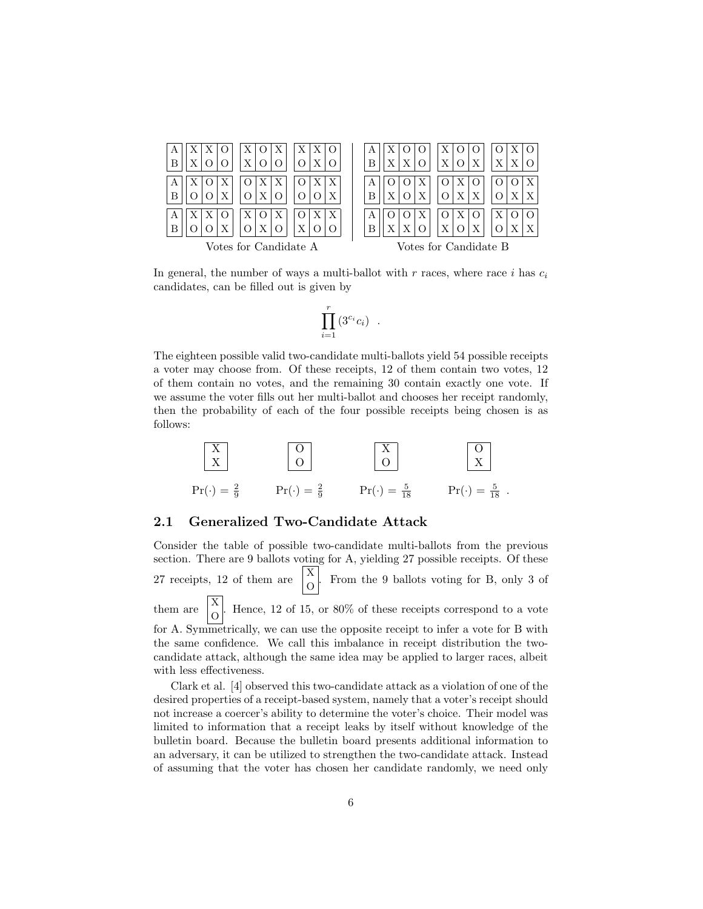**Votes for Candidate A**

| | Ballot 1 | | | Ballot 2 | | | Ballot 3 | | |
|---|---|---|---|---|---|---|---|---|---|
| A | X | X | O | X | O | X | X | X | O |
| B | X | O | O | X | O | O | O | X | O |
| A | X | O | X | O | X | X | O | X | X |
| B | O | O | X | O | X | O | O | O | X |
| A | X | X | O | X | O | X | O | X | X |
| B | O | O | X | O | X | O | X | O | O |

**Votes for Candidate B**

| | Ballot 1 | | | Ballot 2 | | | Ballot 3 | | |
|---|---|---|---|---|---|---|---|---|---|
| A | X | O | O | X | O | O | O | X | O |
| B | X | X | O | X | O | X | X | X | O |
| A | O | O | X | O | X | O | O | O | X |
| B | X | O | X | O | X | X | O | X | X |
| A | O | O | X | O | X | O | X | O | O |
| B | X | X | O | X | O | X | O | X | X |

In general, the number of ways a multi-ballot with $r$ races, where race $i$ has $c_i$ candidates, can be filled out is given by

$$\prod_{i=1}^{r} (3^{c_i} c_i) \quad .$$

The eighteen possible valid two-candidate multi-ballots yield 54 possible receipts a voter may choose from. Of these receipts, 12 of them contain two votes, 12 of them contain no votes, and the remaining 30 contain exactly one vote. If we assume the voter fills out her multi-ballot and chooses her receipt randomly, then the probability of each of the four possible receipts being chosen is as follows:

| Receipt | X / X | O / O | X / O | O / X |
|---|---|---|---|---|
| $\Pr(\cdot)$ | $\frac{2}{9}$ | $\frac{2}{9}$ | $\frac{5}{18}$ | $\frac{5}{18}$ |

## 2.1 Generalized Two-Candidate Attack

Consider the table of possible two-candidate multi-ballots from the previous section. There are 9 ballots voting for A, yielding 27 possible receipts. Of these 27 receipts, 12 of them are [X / O]. From the 9 ballots voting for B, only 3 of them are [X / O]. Hence, 12 of 15, or 80% of these receipts correspond to a vote for A. Symmetrically, we can use the opposite receipt to infer a vote for B with the same confidence. We call this imbalance in receipt distribution the two-candidate attack, although the same idea may be applied to larger races, albeit with less effectiveness.

Clark et al. [4] observed this two-candidate attack as a violation of one of the desired properties of a receipt-based system, namely that a voter's receipt should not increase a coercer's ability to determine the voter's choice. Their model was limited to information that a receipt leaks by itself without knowledge of the bulletin board. Because the bulletin board presents additional information to an adversary, it can be utilized to strengthen the two-candidate attack. Instead of assuming that the voter has chosen her candidate randomly, we need only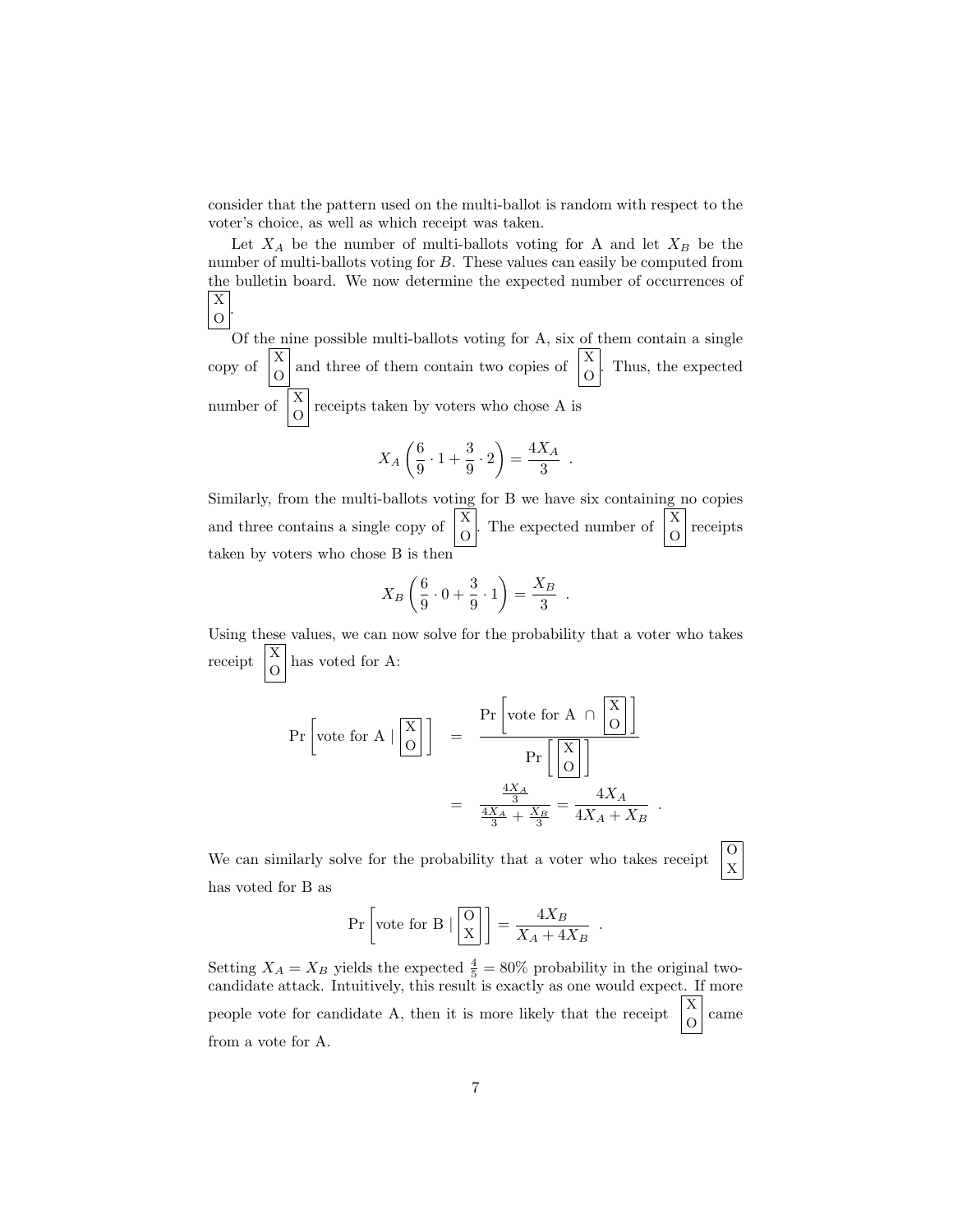consider that the pattern used on the multi-ballot is random with respect to the voter's choice, as well as which receipt was taken.

Let $X_A$ be the number of multi-ballots voting for A and let $X_B$ be the number of multi-ballots voting for $B$. These values can easily be computed from the bulletin board. We now determine the expected number of occurrences of $\boxed{\begin{array}{c}X\\O\end{array}}$.

Of the nine possible multi-ballots voting for A, six of them contain a single copy of $\boxed{\begin{array}{c}X\\O\end{array}}$ and three of them contain two copies of $\boxed{\begin{array}{c}X\\O\end{array}}$. Thus, the expected number of $\boxed{\begin{array}{c}X\\O\end{array}}$ receipts taken by voters who chose A is

$$X_A\left(\frac{6}{9}\cdot 1 + \frac{3}{9}\cdot 2\right) = \frac{4X_A}{3} \ .$$

Similarly, from the multi-ballots voting for B we have six containing no copies and three contains a single copy of $\boxed{\begin{array}{c}X\\O\end{array}}$. The expected number of $\boxed{\begin{array}{c}X\\O\end{array}}$ receipts taken by voters who chose B is then

$$X_B\left(\frac{6}{9}\cdot 0 + \frac{3}{9}\cdot 1\right) = \frac{X_B}{3} \ .$$

Using these values, we can now solve for the probability that a voter who takes receipt $\boxed{\begin{array}{c}X\\O\end{array}}$ has voted for A:

$$\begin{aligned}
\Pr\left[\text{vote for A} \mid \boxed{\begin{array}{c}X\\O\end{array}}\right] &= \frac{\Pr\left[\text{vote for A } \cap \boxed{\begin{array}{c}X\\O\end{array}}\right]}{\Pr\left[\boxed{\begin{array}{c}X\\O\end{array}}\right]} \\
&= \frac{\frac{4X_A}{3}}{\frac{4X_A}{3}+\frac{X_B}{3}} = \frac{4X_A}{4X_A+X_B} \ .
\end{aligned}$$

We can similarly solve for the probability that a voter who takes receipt $\boxed{\begin{array}{c}O\\X\end{array}}$ has voted for B as

$$\Pr\left[\text{vote for B} \mid \boxed{\begin{array}{c}O\\X\end{array}}\right] = \frac{4X_B}{X_A+4X_B} \ .$$

Setting $X_A = X_B$ yields the expected $\frac{4}{5} = 80\%$ probability in the original two-candidate attack. Intuitively, this result is exactly as one would expect. If more people vote for candidate A, then it is more likely that the receipt $\boxed{\begin{array}{c}X\\O\end{array}}$ came from a vote for A.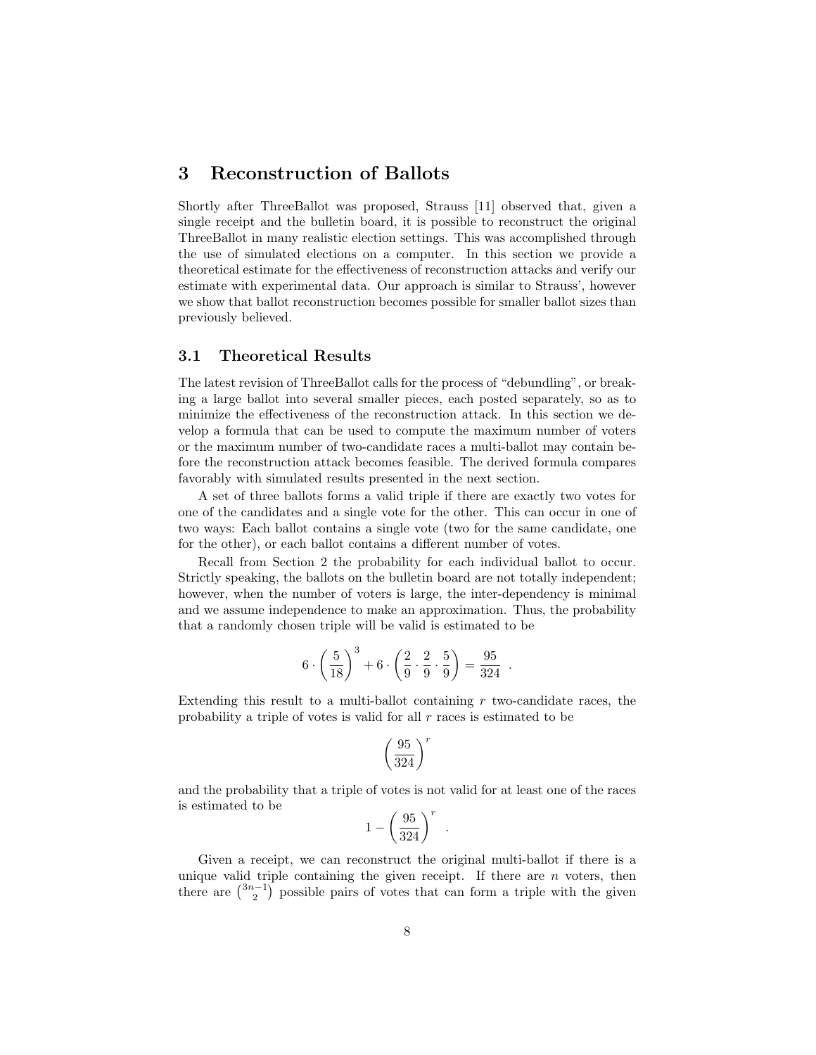## 3 Reconstruction of Ballots

Shortly after ThreeBallot was proposed, Strauss [11] observed that, given a single receipt and the bulletin board, it is possible to reconstruct the original ThreeBallot in many realistic election settings. This was accomplished through the use of simulated elections on a computer. In this section we provide a theoretical estimate for the effectiveness of reconstruction attacks and verify our estimate with experimental data. Our approach is similar to Strauss', however we show that ballot reconstruction becomes possible for smaller ballot sizes than previously believed.

### 3.1 Theoretical Results

The latest revision of ThreeBallot calls for the process of "debundling", or breaking a large ballot into several smaller pieces, each posted separately, so as to minimize the effectiveness of the reconstruction attack. In this section we develop a formula that can be used to compute the maximum number of voters or the maximum number of two-candidate races a multi-ballot may contain before the reconstruction attack becomes feasible. The derived formula compares favorably with simulated results presented in the next section.

A set of three ballots forms a valid triple if there are exactly two votes for one of the candidates and a single vote for the other. This can occur in one of two ways: Each ballot contains a single vote (two for the same candidate, one for the other), or each ballot contains a different number of votes.

Recall from Section 2 the probability for each individual ballot to occur. Strictly speaking, the ballots on the bulletin board are not totally independent; however, when the number of voters is large, the inter-dependency is minimal and we assume independence to make an approximation. Thus, the probability that a randomly chosen triple will be valid is estimated to be

$$6 \cdot \left(\frac{5}{18}\right)^3 + 6 \cdot \left(\frac{2}{9} \cdot \frac{2}{9} \cdot \frac{5}{9}\right) = \frac{95}{324} \ .$$

Extending this result to a multi-ballot containing $r$ two-candidate races, the probability a triple of votes is valid for all $r$ races is estimated to be

$$\left(\frac{95}{324}\right)^r$$

and the probability that a triple of votes is not valid for at least one of the races is estimated to be

$$1 - \left(\frac{95}{324}\right)^r \ .$$

Given a receipt, we can reconstruct the original multi-ballot if there is a unique valid triple containing the given receipt. If there are $n$ voters, then there are $\binom{3n-1}{2}$ possible pairs of votes that can form a triple with the given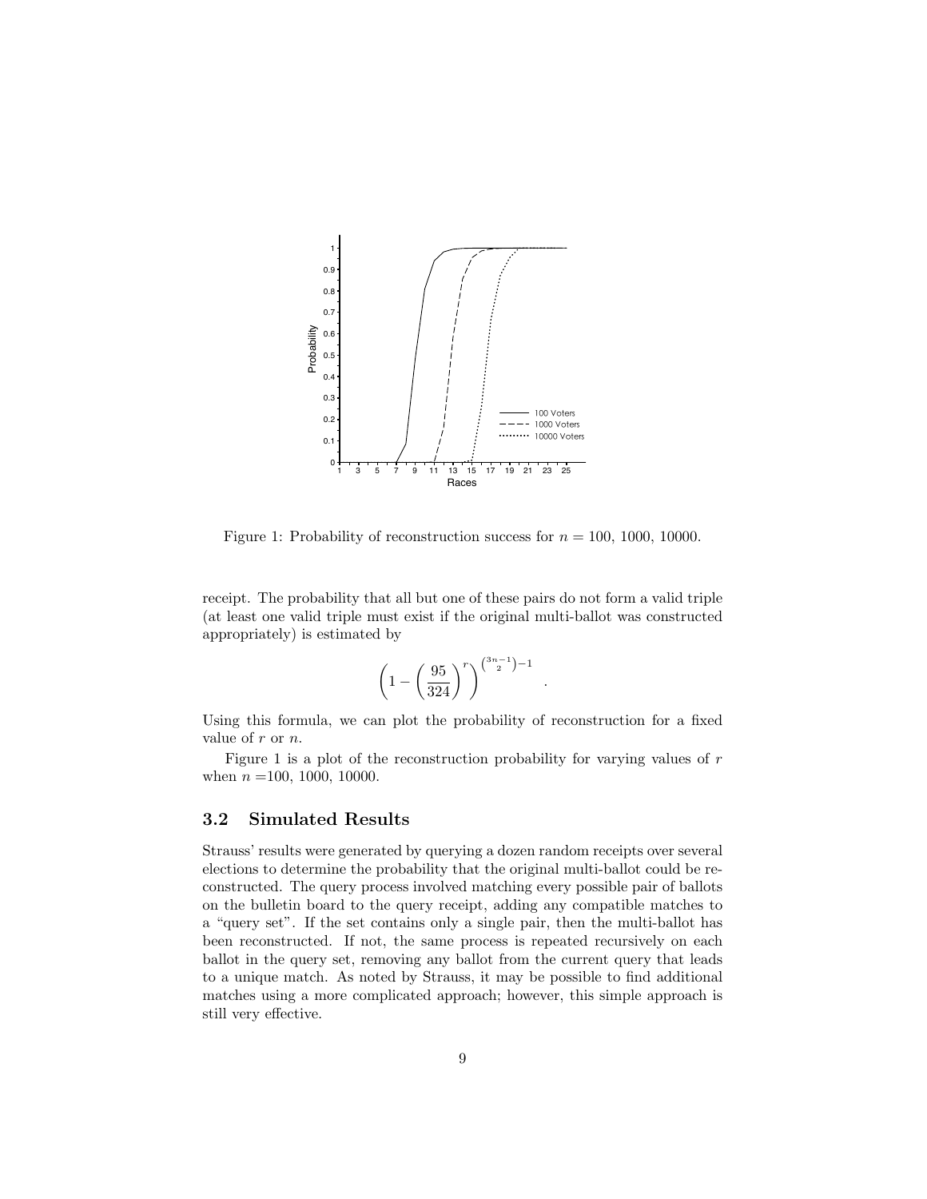Figure 1: Probability of reconstruction success for $n = 100$, 1000, 10000.

receipt. The probability that all but one of these pairs do not form a valid triple (at least one valid triple must exist if the original multi-ballot was constructed appropriately) is estimated by

$$\left(1 - \left(\frac{95}{324}\right)^r\right)^{\binom{3n-1}{2}-1} .$$

Using this formula, we can plot the probability of reconstruction for a fixed value of $r$ or $n$.

Figure 1 is a plot of the reconstruction probability for varying values of $r$ when $n$ =100, 1000, 10000.

### 3.2 Simulated Results

Strauss' results were generated by querying a dozen random receipts over several elections to determine the probability that the original multi-ballot could be reconstructed. The query process involved matching every possible pair of ballots on the bulletin board to the query receipt, adding any compatible matches to a "query set". If the set contains only a single pair, then the multi-ballot has been reconstructed. If not, the same process is repeated recursively on each ballot in the query set, removing any ballot from the current query that leads to a unique match. As noted by Strauss, it may be possible to find additional matches using a more complicated approach; however, this simple approach is still very effective.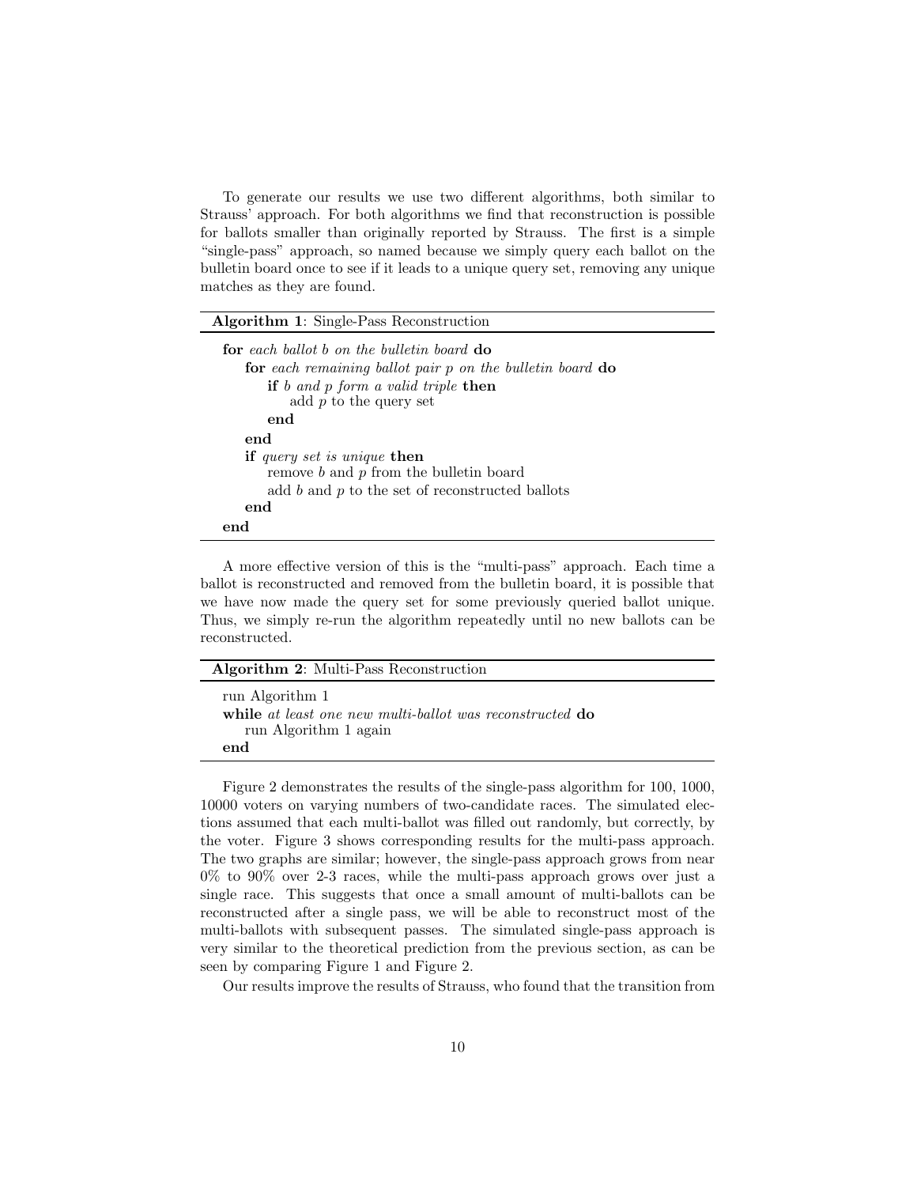To generate our results we use two different algorithms, both similar to Strauss' approach. For both algorithms we find that reconstruction is possible for ballots smaller than originally reported by Strauss. The first is a simple "single-pass" approach, so named because we simply query each ballot on the bulletin board once to see if it leads to a unique query set, removing any unique matches as they are found.

---

**Algorithm 1**: Single-Pass Reconstruction

---

```
for each ballot b on the bulletin board do
    for each remaining ballot pair p on the bulletin board do
        if b and p form a valid triple then
            add p to the query set
        end
    end
    if query set is unique then
        remove b and p from the bulletin board
        add b and p to the set of reconstructed ballots
    end
end
```

---

A more effective version of this is the "multi-pass" approach. Each time a ballot is reconstructed and removed from the bulletin board, it is possible that we have now made the query set for some previously queried ballot unique. Thus, we simply re-run the algorithm repeatedly until no new ballots can be reconstructed.

---

**Algorithm 2**: Multi-Pass Reconstruction

---

```
run Algorithm 1
while at least one new multi-ballot was reconstructed do
    run Algorithm 1 again
end
```

---

Figure 2 demonstrates the results of the single-pass algorithm for 100, 1000, 10000 voters on varying numbers of two-candidate races. The simulated elections assumed that each multi-ballot was filled out randomly, but correctly, by the voter. Figure 3 shows corresponding results for the multi-pass approach. The two graphs are similar; however, the single-pass approach grows from near 0% to 90% over 2-3 races, while the multi-pass approach grows over just a single race. This suggests that once a small amount of multi-ballots can be reconstructed after a single pass, we will be able to reconstruct most of the multi-ballots with subsequent passes. The simulated single-pass approach is very similar to the theoretical prediction from the previous section, as can be seen by comparing Figure 1 and Figure 2.

Our results improve the results of Strauss, who found that the transition from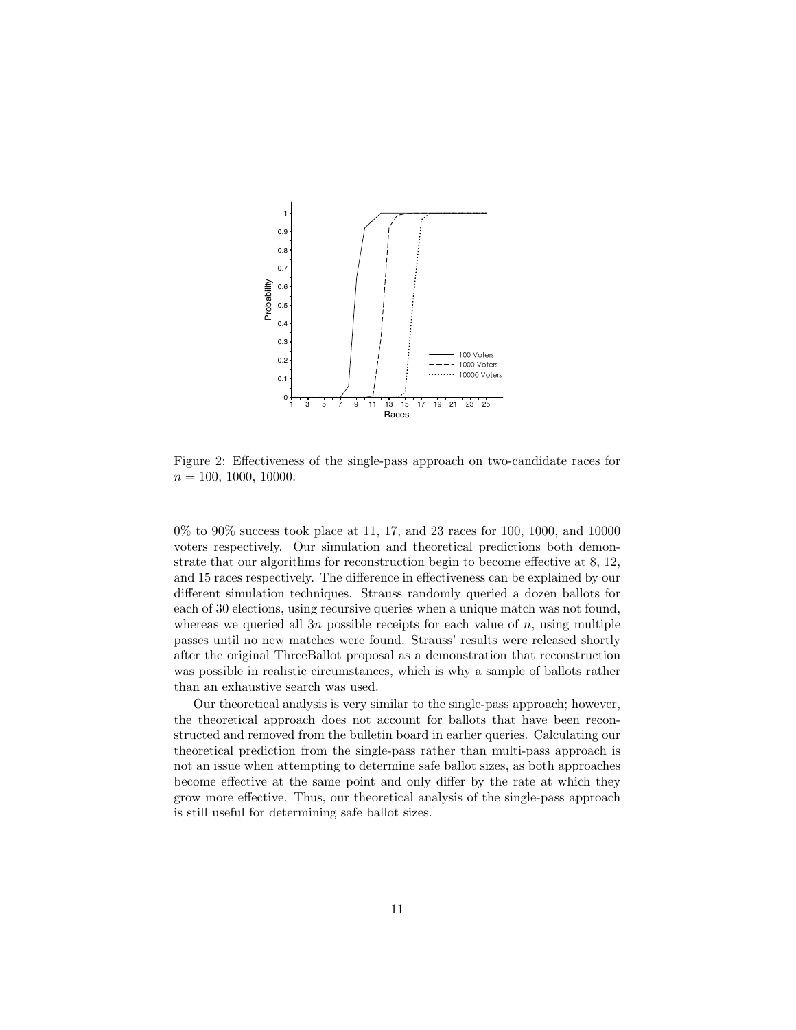Figure 2: Effectiveness of the single-pass approach on two-candidate races for $n = 100$, 1000, 10000.

0% to 90% success took place at 11, 17, and 23 races for 100, 1000, and 10000 voters respectively. Our simulation and theoretical predictions both demonstrate that our algorithms for reconstruction begin to become effective at 8, 12, and 15 races respectively. The difference in effectiveness can be explained by our different simulation techniques. Strauss randomly queried a dozen ballots for each of 30 elections, using recursive queries when a unique match was not found, whereas we queried all $3n$ possible receipts for each value of $n$, using multiple passes until no new matches were found. Strauss' results were released shortly after the original ThreeBallot proposal as a demonstration that reconstruction was possible in realistic circumstances, which is why a sample of ballots rather than an exhaustive search was used.

Our theoretical analysis is very similar to the single-pass approach; however, the theoretical approach does not account for ballots that have been reconstructed and removed from the bulletin board in earlier queries. Calculating our theoretical prediction from the single-pass rather than multi-pass approach is not an issue when attempting to determine safe ballot sizes, as both approaches become effective at the same point and only differ by the rate at which they grow more effective. Thus, our theoretical analysis of the single-pass approach is still useful for determining safe ballot sizes.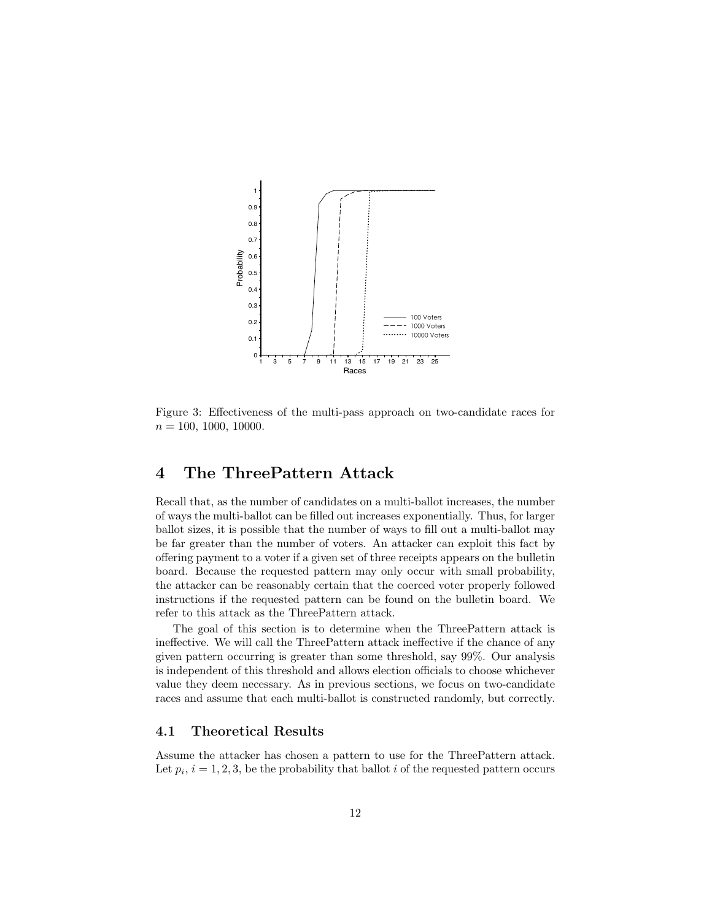Figure 3: Effectiveness of the multi-pass approach on two-candidate races for $n = 100$, 1000, 10000.

## 4 The ThreePattern Attack

Recall that, as the number of candidates on a multi-ballot increases, the number of ways the multi-ballot can be filled out increases exponentially. Thus, for larger ballot sizes, it is possible that the number of ways to fill out a multi-ballot may be far greater than the number of voters. An attacker can exploit this fact by offering payment to a voter if a given set of three receipts appears on the bulletin board. Because the requested pattern may only occur with small probability, the attacker can be reasonably certain that the coerced voter properly followed instructions if the requested pattern can be found on the bulletin board. We refer to this attack as the ThreePattern attack.

The goal of this section is to determine when the ThreePattern attack is ineffective. We will call the ThreePattern attack ineffective if the chance of any given pattern occurring is greater than some threshold, say 99%. Our analysis is independent of this threshold and allows election officials to choose whichever value they deem necessary. As in previous sections, we focus on two-candidate races and assume that each multi-ballot is constructed randomly, but correctly.

### 4.1 Theoretical Results

Assume the attacker has chosen a pattern to use for the ThreePattern attack. Let $p_i$, $i = 1, 2, 3$, be the probability that ballot $i$ of the requested pattern occurs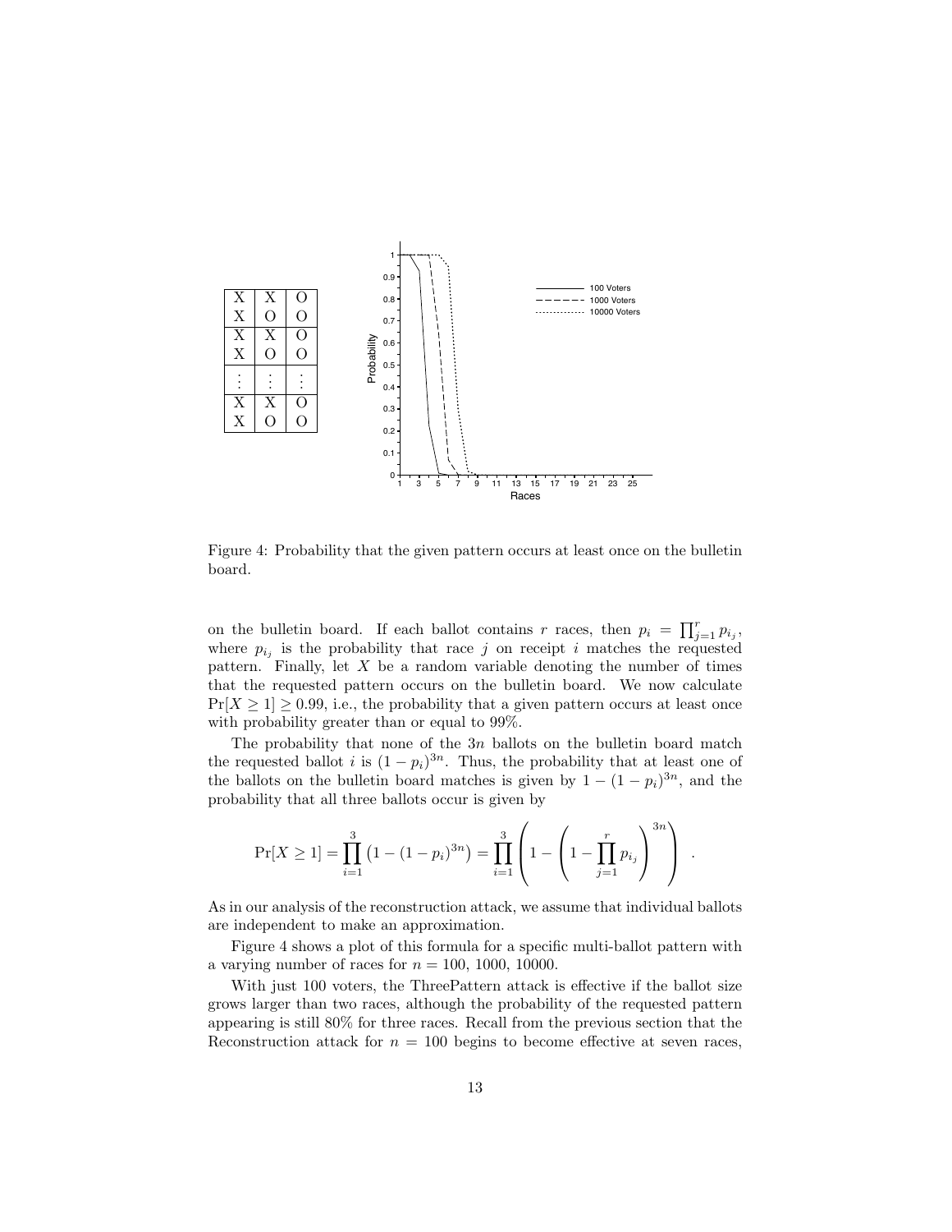| X | X | O |
|---|---|---|
| X | O | O |
| X | X | O |
| X | O | O |
| ⋮ | ⋮ | ⋮ |
| X | X | O |
| X | O | O |

Figure 4: Probability that the given pattern occurs at least once on the bulletin board.

on the bulletin board. If each ballot contains $r$ races, then $p_i = \prod_{j=1}^{r} p_{i_j}$, where $p_{i_j}$ is the probability that race $j$ on receipt $i$ matches the requested pattern. Finally, let $X$ be a random variable denoting the number of times that the requested pattern occurs on the bulletin board. We now calculate $\Pr[X \geq 1] \geq 0.99$, i.e., the probability that a given pattern occurs at least once with probability greater than or equal to 99%.

The probability that none of the $3n$ ballots on the bulletin board match the requested ballot $i$ is $(1 - p_i)^{3n}$. Thus, the probability that at least one of the ballots on the bulletin board matches is given by $1 - (1 - p_i)^{3n}$, and the probability that all three ballots occur is given by

$$\Pr[X \geq 1] = \prod_{i=1}^{3} \left(1 - (1 - p_i)^{3n}\right) = \prod_{i=1}^{3} \left(1 - \left(1 - \prod_{j=1}^{r} p_{i_j}\right)^{3n}\right) .$$

As in our analysis of the reconstruction attack, we assume that individual ballots are independent to make an approximation.

Figure 4 shows a plot of this formula for a specific multi-ballot pattern with a varying number of races for $n = 100, 1000, 10000$.

With just 100 voters, the ThreePattern attack is effective if the ballot size grows larger than two races, although the probability of the requested pattern appearing is still 80% for three races. Recall from the previous section that the Reconstruction attack for $n = 100$ begins to become effective at seven races,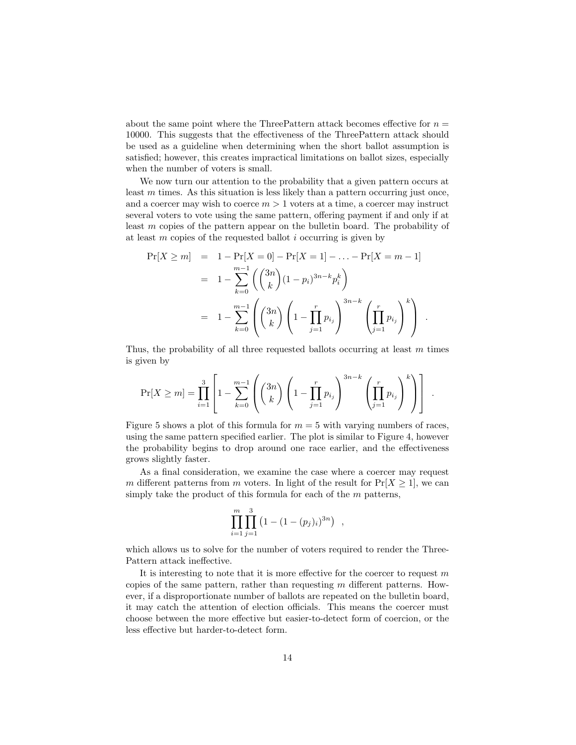about the same point where the ThreePattern attack becomes effective for $n = 10000$. This suggests that the effectiveness of the ThreePattern attack should be used as a guideline when determining when the short ballot assumption is satisfied; however, this creates impractical limitations on ballot sizes, especially when the number of voters is small.

We now turn our attention to the probability that a given pattern occurs at least $m$ times. As this situation is less likely than a pattern occurring just once, and a coercer may wish to coerce $m > 1$ voters at a time, a coercer may instruct several voters to vote using the same pattern, offering payment if and only if at least $m$ copies of the pattern appear on the bulletin board. The probability of at least $m$ copies of the requested ballot $i$ occurring is given by

$$\begin{aligned}
\Pr[X \geq m] &= 1 - \Pr[X = 0] - \Pr[X = 1] - \ldots - \Pr[X = m - 1] \\
&= 1 - \sum_{k=0}^{m-1} \left( \binom{3n}{k} (1 - p_i)^{3n-k} p_i^k \right) \\
&= 1 - \sum_{k=0}^{m-1} \left( \binom{3n}{k} \left( 1 - \prod_{j=1}^{r} p_{i_j} \right)^{3n-k} \left( \prod_{j=1}^{r} p_{i_j} \right)^{k} \right) .
\end{aligned}$$

Thus, the probability of all three requested ballots occurring at least $m$ times is given by

$$\Pr[X \geq m] = \prod_{i=1}^{3} \left[ 1 - \sum_{k=0}^{m-1} \left( \binom{3n}{k} \left( 1 - \prod_{j=1}^{r} p_{i_j} \right)^{3n-k} \left( \prod_{j=1}^{r} p_{i_j} \right)^{k} \right) \right] .$$

Figure 5 shows a plot of this formula for $m = 5$ with varying numbers of races, using the same pattern specified earlier. The plot is similar to Figure 4, however the probability begins to drop around one race earlier, and the effectiveness grows slightly faster.

As a final consideration, we examine the case where a coercer may request $m$ different patterns from $m$ voters. In light of the result for $\Pr[X \geq 1]$, we can simply take the product of this formula for each of the $m$ patterns,

$$\prod_{i=1}^{m} \prod_{j=1}^{3} \left( 1 - (1 - (p_j)_i)^{3n} \right) ,$$

which allows us to solve for the number of voters required to render the ThreePattern attack ineffective.

It is interesting to note that it is more effective for the coercer to request $m$ copies of the same pattern, rather than requesting $m$ different patterns. However, if a disproportionate number of ballots are repeated on the bulletin board, it may catch the attention of election officials. This means the coercer must choose between the more effective but easier-to-detect form of coercion, or the less effective but harder-to-detect form.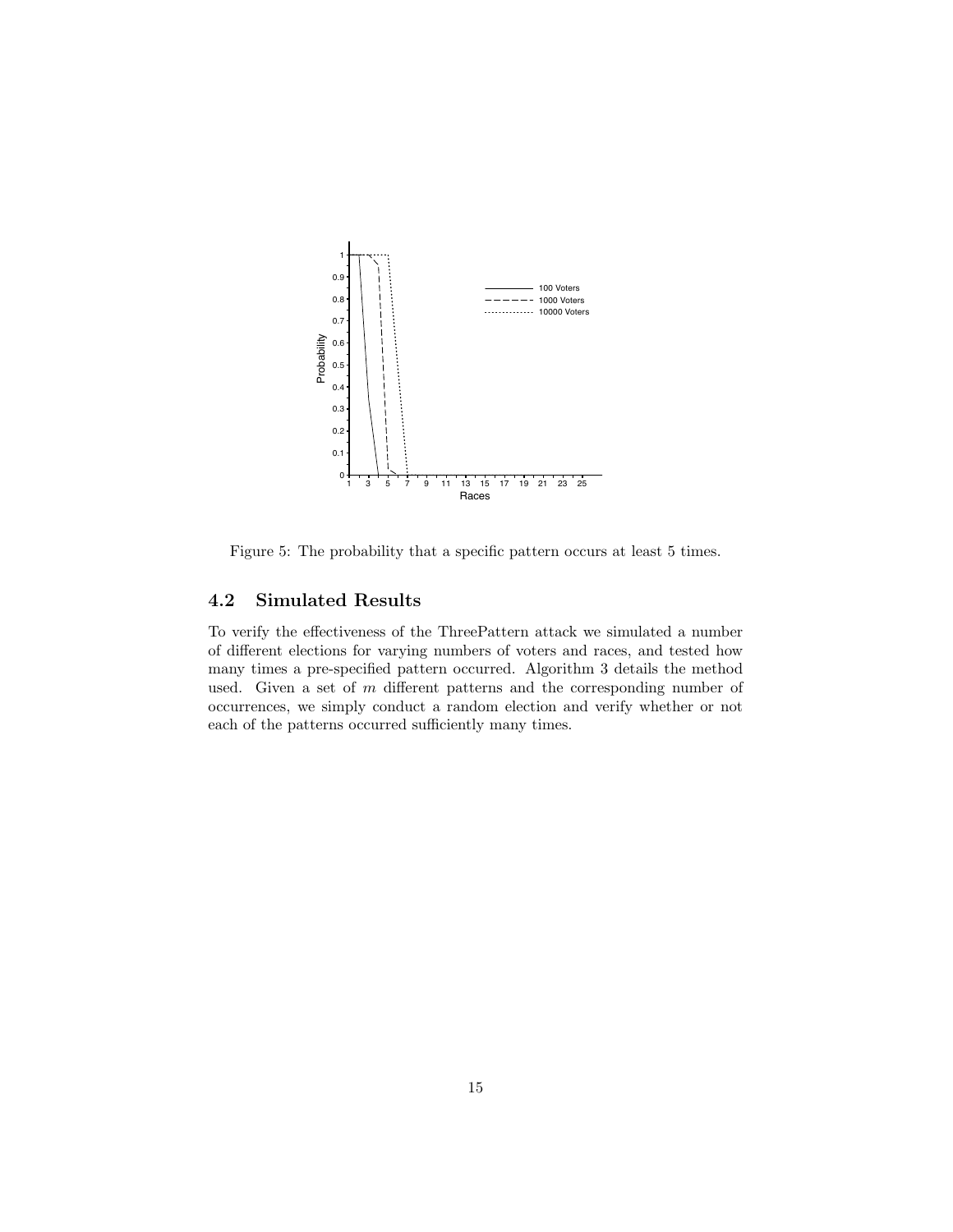Figure 5: The probability that a specific pattern occurs at least 5 times.

### 4.2 Simulated Results

To verify the effectiveness of the ThreePattern attack we simulated a number of different elections for varying numbers of voters and races, and tested how many times a pre-specified pattern occurred. Algorithm 3 details the method used. Given a set of $m$ different patterns and the corresponding number of occurrences, we simply conduct a random election and verify whether or not each of the patterns occurred sufficiently many times.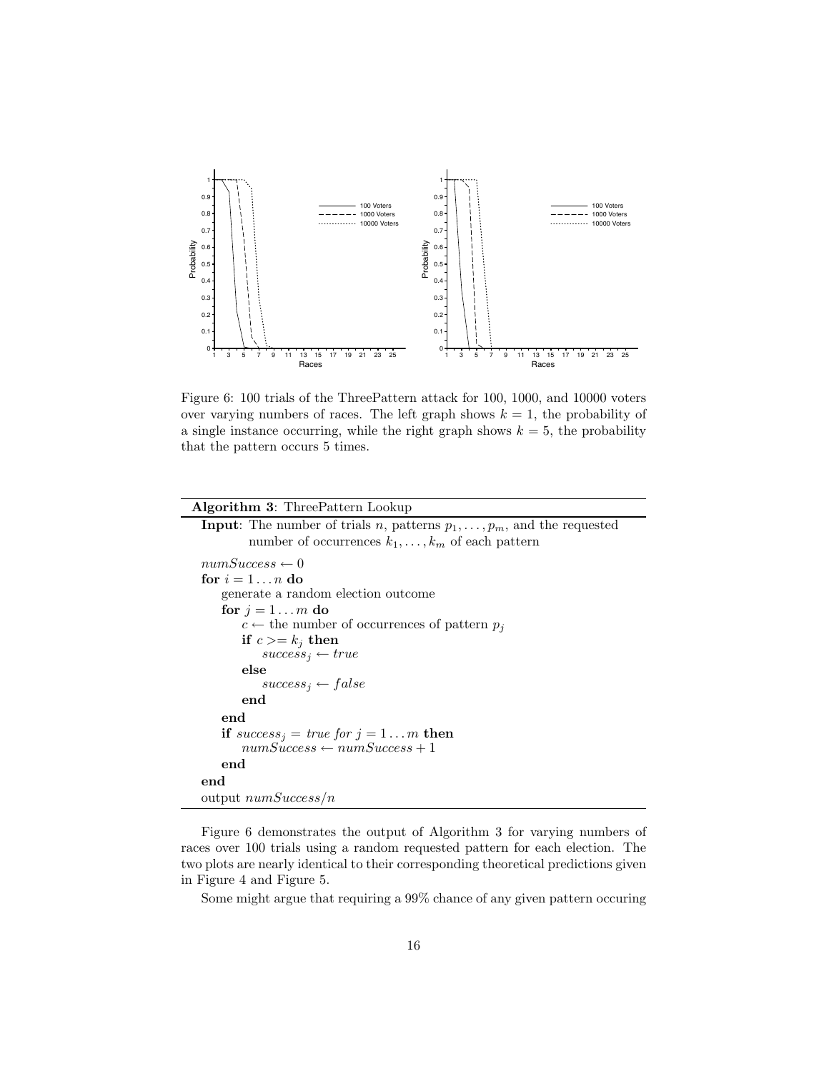Figure 6: 100 trials of the ThreePattern attack for 100, 1000, and 10000 voters over varying numbers of races. The left graph shows $k = 1$, the probability of a single instance occurring, while the right graph shows $k = 5$, the probability that the pattern occurs 5 times.

---

**Algorithm 3**: ThreePattern Lookup

---

**Input**: The number of trials $n$, patterns $p_1, \ldots, p_m$, and the requested number of occurrences $k_1, \ldots, k_m$ of each pattern

```
numSuccess ← 0
for i = 1...n do
    generate a random election outcome
    for j = 1...m do
        c ← the number of occurrences of pattern p_j
        if c >= k_j then
            success_j ← true
        else
            success_j ← false
        end
    end
    if success_j = true for j = 1...m then
        numSuccess ← numSuccess + 1
    end
end
output numSuccess/n
```

---

Figure 6 demonstrates the output of Algorithm 3 for varying numbers of races over 100 trials using a random requested pattern for each election. The two plots are nearly identical to their corresponding theoretical predictions given in Figure 4 and Figure 5.

Some might argue that requiring a 99% chance of any given pattern occuring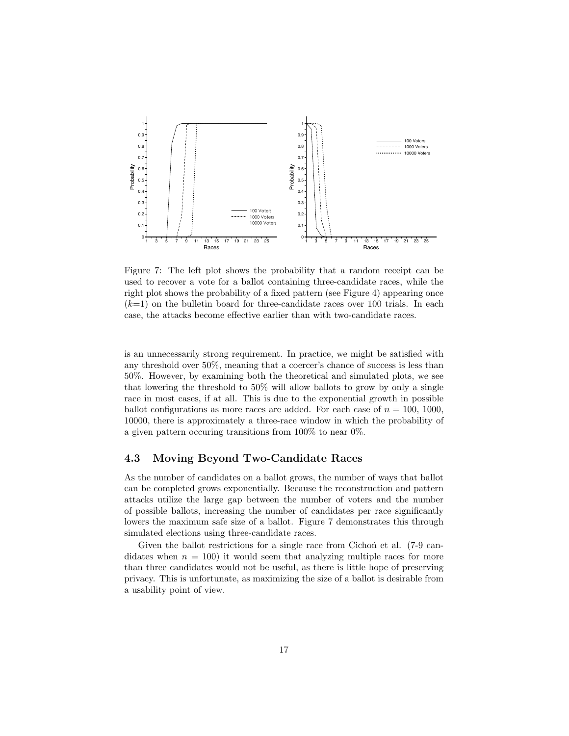Figure 7: The left plot shows the probability that a random receipt can be used to recover a vote for a ballot containing three-candidate races, while the right plot shows the probability of a fixed pattern (see Figure 4) appearing once ($k$=1) on the bulletin board for three-candidate races over 100 trials. In each case, the attacks become effective earlier than with two-candidate races.

is an unnecessarily strong requirement. In practice, we might be satisfied with any threshold over 50%, meaning that a coercer's chance of success is less than 50%. However, by examining both the theoretical and simulated plots, we see that lowering the threshold to 50% will allow ballots to grow by only a single race in most cases, if at all. This is due to the exponential growth in possible ballot configurations as more races are added. For each case of $n$ = 100, 1000, 10000, there is approximately a three-race window in which the probability of a given pattern occuring transitions from 100% to near 0%.

## 4.3 Moving Beyond Two-Candidate Races

As the number of candidates on a ballot grows, the number of ways that ballot can be completed grows exponentially. Because the reconstruction and pattern attacks utilize the large gap between the number of voters and the number of possible ballots, increasing the number of candidates per race significantly lowers the maximum safe size of a ballot. Figure 7 demonstrates this through simulated elections using three-candidate races.

Given the ballot restrictions for a single race from Cichoń et al. (7-9 candidates when $n$ = 100) it would seem that analyzing multiple races for more than three candidates would not be useful, as there is little hope of preserving privacy. This is unfortunate, as maximizing the size of a ballot is desirable from a usability point of view.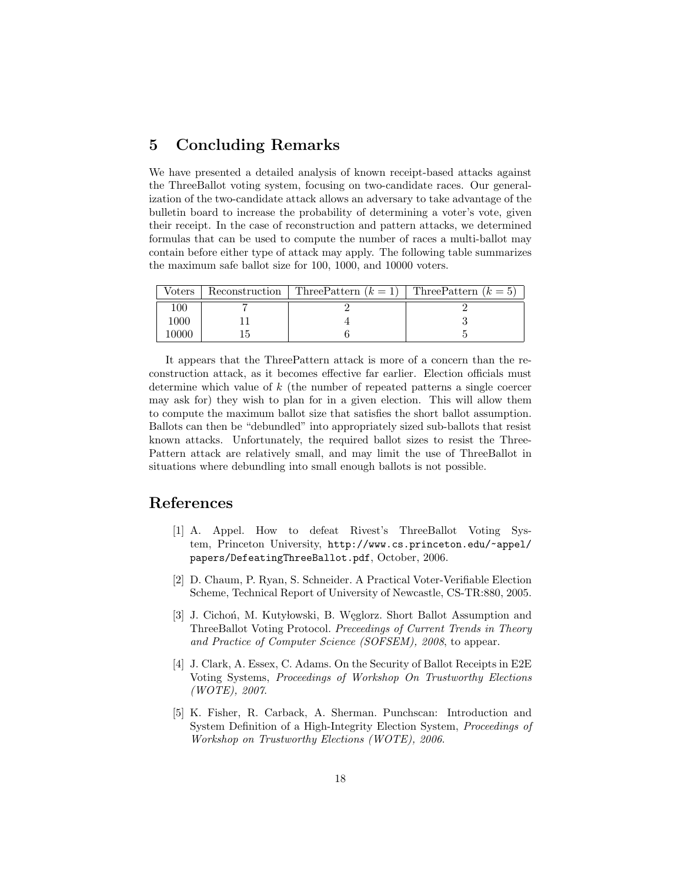## 5 Concluding Remarks

We have presented a detailed analysis of known receipt-based attacks against the ThreeBallot voting system, focusing on two-candidate races. Our generalization of the two-candidate attack allows an adversary to take advantage of the bulletin board to increase the probability of determining a voter's vote, given their receipt. In the case of reconstruction and pattern attacks, we determined formulas that can be used to compute the number of races a multi-ballot may contain before either type of attack may apply. The following table summarizes the maximum safe ballot size for 100, 1000, and 10000 voters.

| Voters | Reconstruction | ThreePattern ($k = 1$) | ThreePattern ($k = 5$) |
|---|---|---|---|
| 100 | 7 | 2 | 2 |
| 1000 | 11 | 4 | 3 |
| 10000 | 15 | 6 | 5 |

It appears that the ThreePattern attack is more of a concern than the reconstruction attack, as it becomes effective far earlier. Election officials must determine which value of $k$ (the number of repeated patterns a single coercer may ask for) they wish to plan for in a given election. This will allow them to compute the maximum ballot size that satisfies the short ballot assumption. Ballots can then be "debundled" into appropriately sized sub-ballots that resist known attacks. Unfortunately, the required ballot sizes to resist the ThreePattern attack are relatively small, and may limit the use of ThreeBallot in situations where debundling into small enough ballots is not possible.

## References

[1] A. Appel. How to defeat Rivest's ThreeBallot Voting System, Princeton University, http://www.cs.princeton.edu/~appel/papers/DefeatingThreeBallot.pdf, October, 2006.

[2] D. Chaum, P. Ryan, S. Schneider. A Practical Voter-Verifiable Election Scheme, Technical Report of University of Newcastle, CS-TR:880, 2005.

[3] J. Cichoń, M. Kutyłowski, B. Węglorz. Short Ballot Assumption and ThreeBallot Voting Protocol. *Preceedings of Current Trends in Theory and Practice of Computer Science (SOFSEM), 2008*, to appear.

[4] J. Clark, A. Essex, C. Adams. On the Security of Ballot Receipts in E2E Voting Systems, *Proceedings of Workshop On Trustworthy Elections (WOTE), 2007*.

[5] K. Fisher, R. Carback, A. Sherman. Punchscan: Introduction and System Definition of a High-Integrity Election System, *Proceedings of Workshop on Trustworthy Elections (WOTE), 2006*.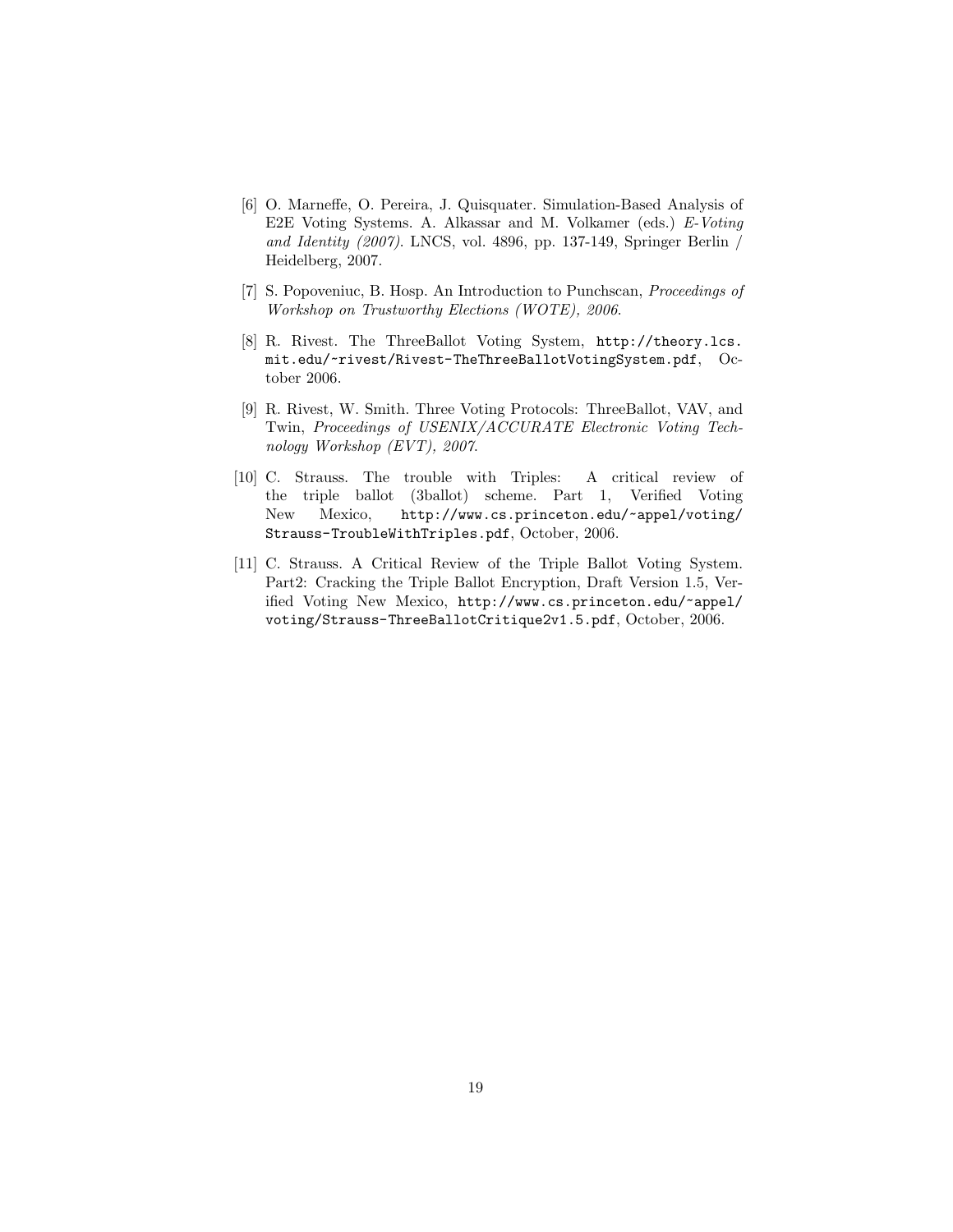[6] O. Marneffe, O. Pereira, J. Quisquater. Simulation-Based Analysis of E2E Voting Systems. A. Alkassar and M. Volkamer (eds.) *E-Voting and Identity (2007)*. LNCS, vol. 4896, pp. 137-149, Springer Berlin / Heidelberg, 2007.

[7] S. Popoveniuc, B. Hosp. An Introduction to Punchscan, *Proceedings of Workshop on Trustworthy Elections (WOTE), 2006*.

[8] R. Rivest. The ThreeBallot Voting System, `http://theory.lcs.mit.edu/~rivest/Rivest-TheThreeBallotVotingSystem.pdf`, October 2006.

[9] R. Rivest, W. Smith. Three Voting Protocols: ThreeBallot, VAV, and Twin, *Proceedings of USENIX/ACCURATE Electronic Voting Technology Workshop (EVT), 2007*.

[10] C. Strauss. The trouble with Triples: A critical review of the triple ballot (3ballot) scheme. Part 1, Verified Voting New Mexico, `http://www.cs.princeton.edu/~appel/voting/Strauss-TroubleWithTriples.pdf`, October, 2006.

[11] C. Strauss. A Critical Review of the Triple Ballot Voting System. Part2: Cracking the Triple Ballot Encryption, Draft Version 1.5, Verified Voting New Mexico, `http://www.cs.princeton.edu/~appel/voting/Strauss-ThreeBallotCritique2v1.5.pdf`, October, 2006.